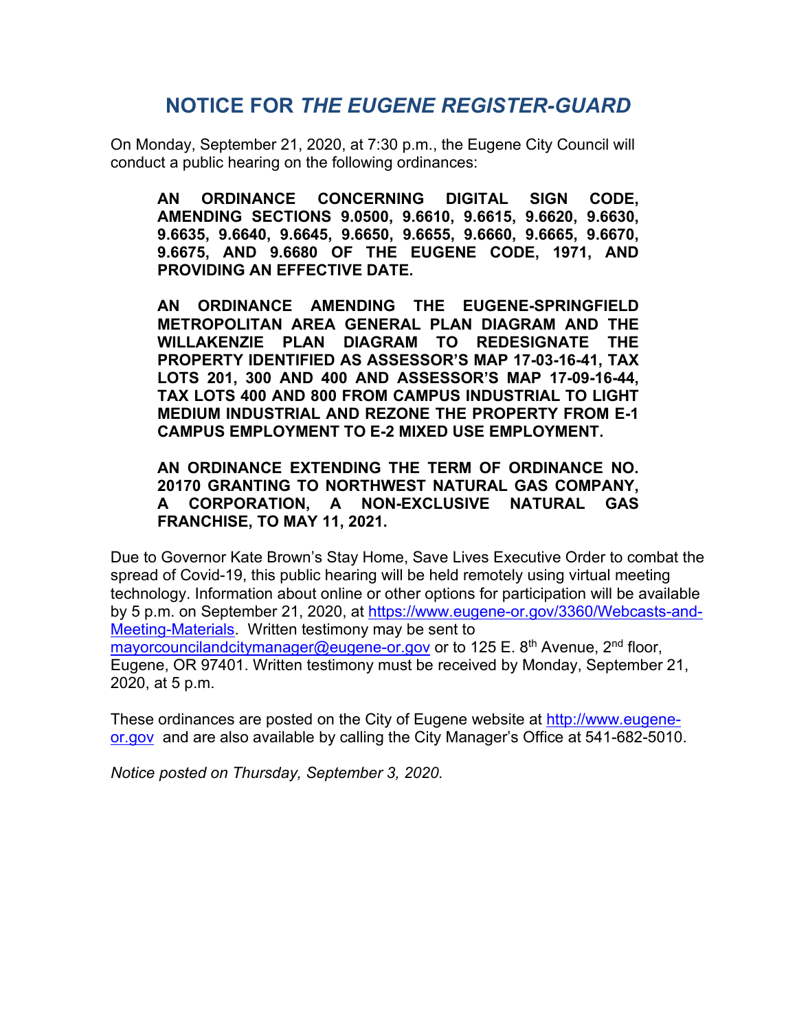# NOTICE FOR *THE EUGENE REGISTER-GUARD*

On Monday, September 21, 2020, at 7:30 p.m., the Eugene City Council will conduct a public hearing on the following ordinances:

**AN ORDINANCE CONCERNING DIGITAL SIGN CODE, AMENDING SECTIONS 9.0500, 9.6610, 9.6615, 9.6620, 9.6630, 9.6635, 9.6640, 9.6645, 9.6650, 9.6655, 9.6660, 9.6665, 9.6670, 9.6675, AND 9.6680 OF THE EUGENE CODE, 1971, AND PROVIDING AN EFFECTIVE DATE.**

**AN ORDINANCE AMENDING THE EUGENE-SPRINGFIELD METROPOLITAN AREA GENERAL PLAN DIAGRAM AND THE WILLAKENZIE PLAN DIAGRAM TO REDESIGNATE THE PROPERTY IDENTIFIED AS ASSESSOR'S MAP 17-03-16-41, TAX LOTS 201, 300 AND 400 AND ASSESSOR'S MAP 17-09-16-44, TAX LOTS 400 AND 800 FROM CAMPUS INDUSTRIAL TO LIGHT MEDIUM INDUSTRIAL AND REZONE THE PROPERTY FROM E-1 CAMPUS EMPLOYMENT TO E-2 MIXED USE EMPLOYMENT.**

**AN ORDINANCE EXTENDING THE TERM OF ORDINANCE NO. 20170 GRANTING TO NORTHWEST NATURAL GAS COMPANY, A CORPORATION, A NON-EXCLUSIVE NATURAL GAS FRANCHISE, TO MAY 11, 2021.**

Due to Governor Kate Brown's Stay Home, Save Lives Executive Order to combat the spread of Covid-19, this public hearing will be held remotely using virtual meeting technology. Information about online or other options for participation will be available by 5 p.m. on September 21, 2020, at https://www.eugene-or.gov/3360/Webcasts-and-Meeting-Materials. Written testimony may be sent to mayorcouncilandcitymanager@eugene-or.gov or to 125 E. 8th Avenue, 2nd floor, Eugene, OR 97401. Written testimony must be received by Monday, September 21, 2020, at 5 p.m.

These ordinances are posted on the City of Eugene website at http://www.eugene-or.gov and are also available by calling the City Manager's Office at 541-682-5010.

*Notice posted on Thursday, September 3, 2020.*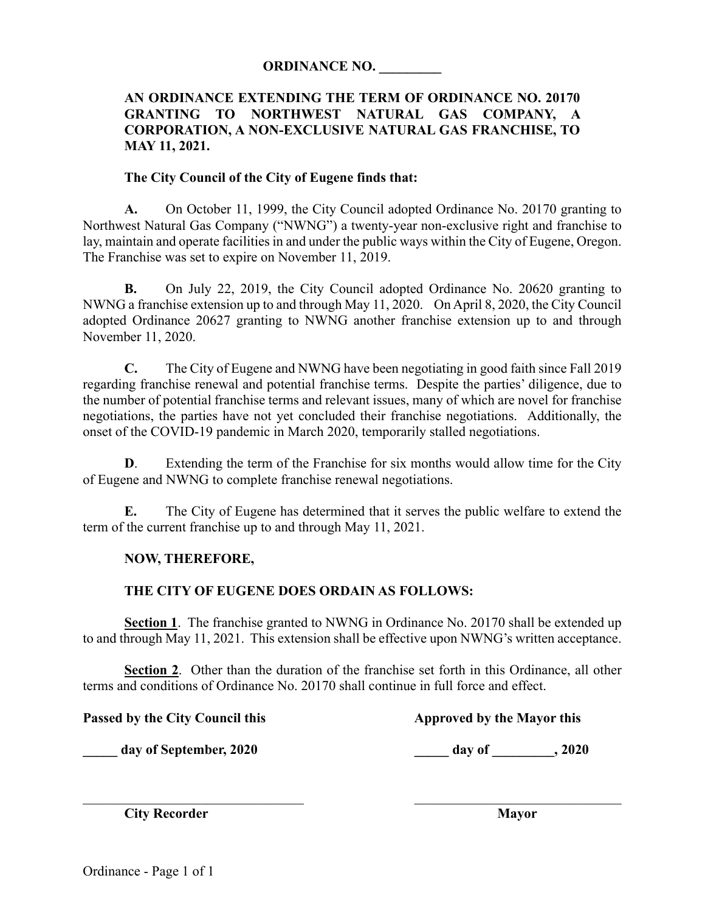**ORDINANCE NO. _________**

**AN ORDINANCE EXTENDING THE TERM OF ORDINANCE NO. 20170 GRANTING TO NORTHWEST NATURAL GAS COMPANY, A CORPORATION, A NON-EXCLUSIVE NATURAL GAS FRANCHISE, TO MAY 11, 2021.**

**The City Council of the City of Eugene finds that:**

**A.** On October 11, 1999, the City Council adopted Ordinance No. 20170 granting to Northwest Natural Gas Company ("NWNG") a twenty-year non-exclusive right and franchise to lay, maintain and operate facilities in and under the public ways within the City of Eugene, Oregon. The Franchise was set to expire on November 11, 2019.

**B.** On July 22, 2019, the City Council adopted Ordinance No. 20620 granting to NWNG a franchise extension up to and through May 11, 2020. On April 8, 2020, the City Council adopted Ordinance 20627 granting to NWNG another franchise extension up to and through November 11, 2020.

**C.** The City of Eugene and NWNG have been negotiating in good faith since Fall 2019 regarding franchise renewal and potential franchise terms. Despite the parties' diligence, due to the number of potential franchise terms and relevant issues, many of which are novel for franchise negotiations, the parties have not yet concluded their franchise negotiations. Additionally, the onset of the COVID-19 pandemic in March 2020, temporarily stalled negotiations.

**D**. Extending the term of the Franchise for six months would allow time for the City of Eugene and NWNG to complete franchise renewal negotiations.

**E.** The City of Eugene has determined that it serves the public welfare to extend the term of the current franchise up to and through May 11, 2021.

**NOW, THEREFORE,**

**THE CITY OF EUGENE DOES ORDAIN AS FOLLOWS:**

**Section 1**. The franchise granted to NWNG in Ordinance No. 20170 shall be extended up to and through May 11, 2021. This extension shall be effective upon NWNG's written acceptance.

**Section 2**. Other than the duration of the franchise set forth in this Ordinance, all other terms and conditions of Ordinance No. 20170 shall continue in full force and effect.

**Passed by the City Council this**

**_____ day of September, 2020**

_______________________________
**City Recorder**

**Approved by the Mayor this**

**_____ day of _________, 2020**

_______________________________
**Mayor**